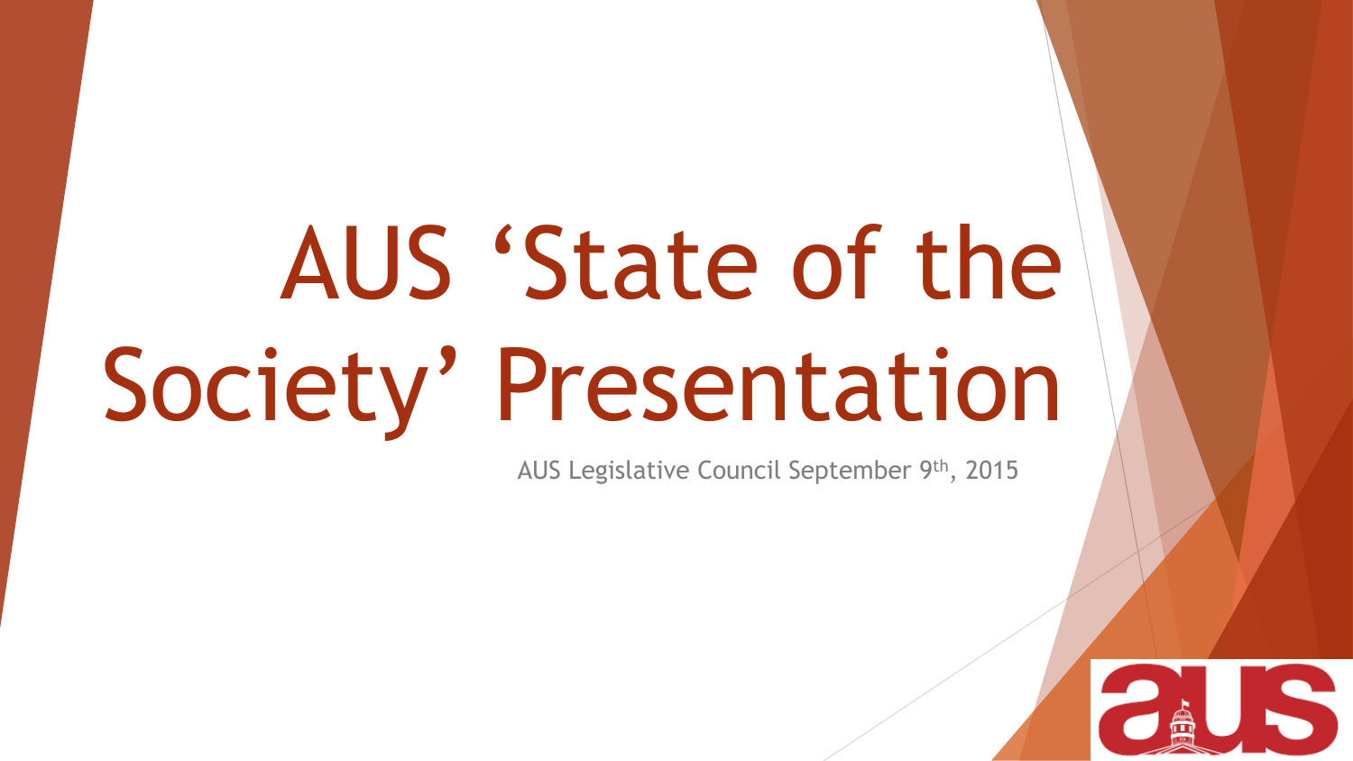# AUS 'State of the Society' Presentation

AUS Legislative Council September 9th, 2015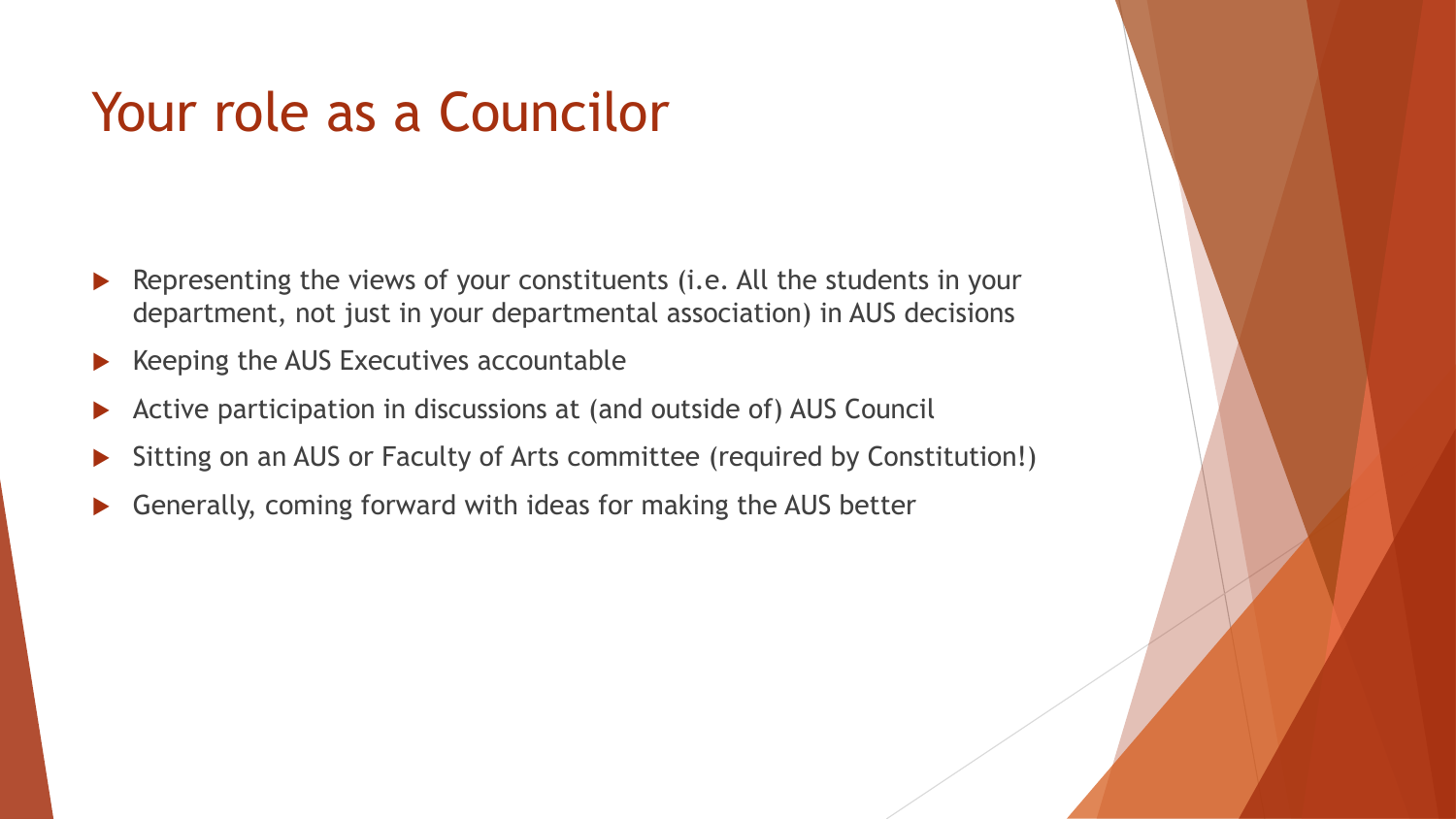# Your role as a Councilor

- Representing the views of your constituents (i.e. All the students in your department, not just in your departmental association) in AUS decisions
- Keeping the AUS Executives accountable
- Active participation in discussions at (and outside of) AUS Council
- Sitting on an AUS or Faculty of Arts committee (required by Constitution!)
- Generally, coming forward with ideas for making the AUS better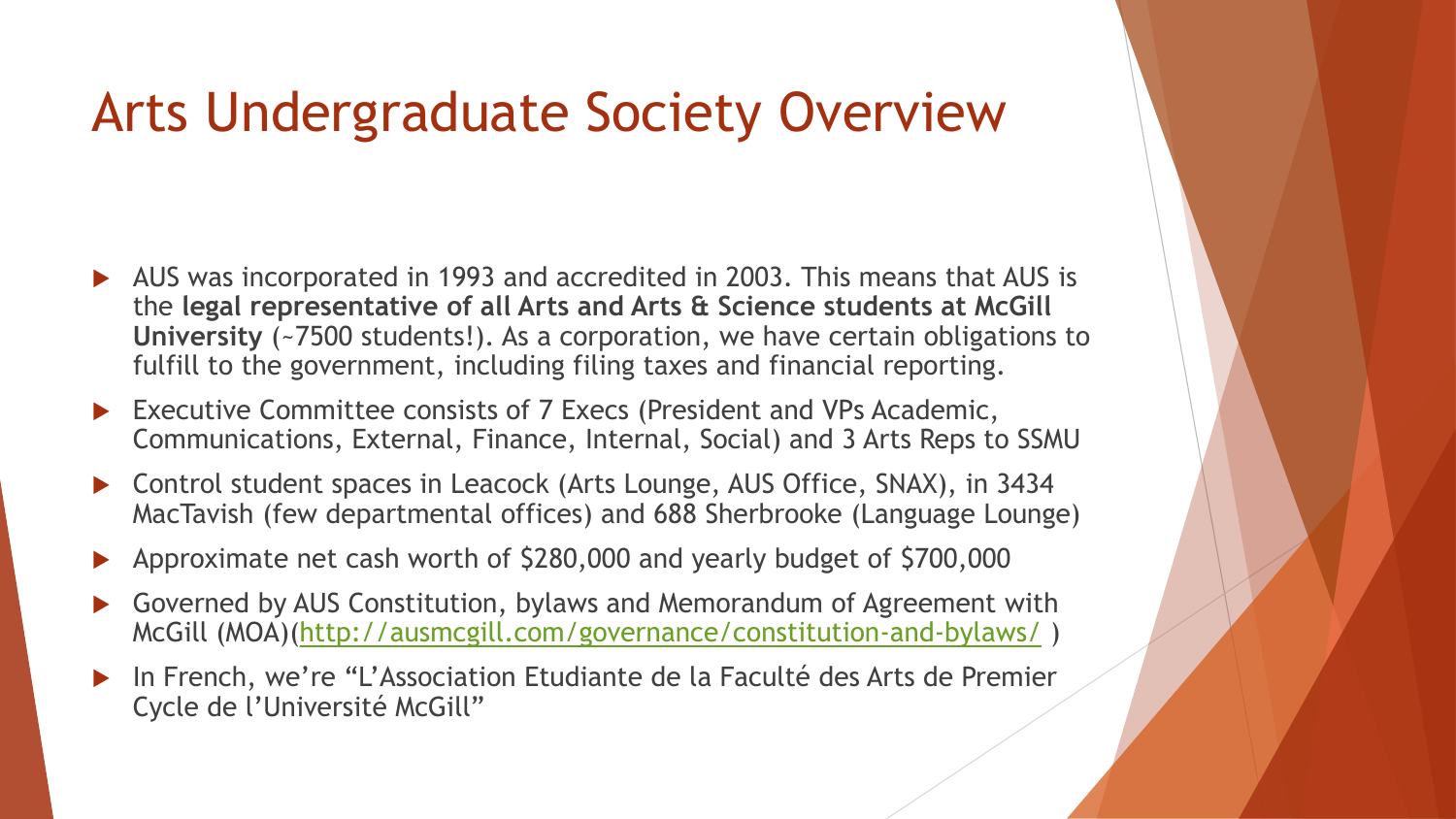# Arts Undergraduate Society Overview

- AUS was incorporated in 1993 and accredited in 2003. This means that AUS is the **legal representative of all Arts and Arts & Science students at McGill University** (~7500 students!). As a corporation, we have certain obligations to fulfill to the government, including filing taxes and financial reporting.
- Executive Committee consists of 7 Execs (President and VPs Academic, Communications, External, Finance, Internal, Social) and 3 Arts Reps to SSMU
- Control student spaces in Leacock (Arts Lounge, AUS Office, SNAX), in 3434 MacTavish (few departmental offices) and 688 Sherbrooke (Language Lounge)
- Approximate net cash worth of $280,000 and yearly budget of $700,000
- Governed by AUS Constitution, bylaws and Memorandum of Agreement with McGill (MOA)([http://ausmcgill.com/governance/constitution-and-bylaws/](http://ausmcgill.com/governance/constitution-and-bylaws/) )
- In French, we're "L'Association Etudiante de la Faculté des Arts de Premier Cycle de l'Université McGill"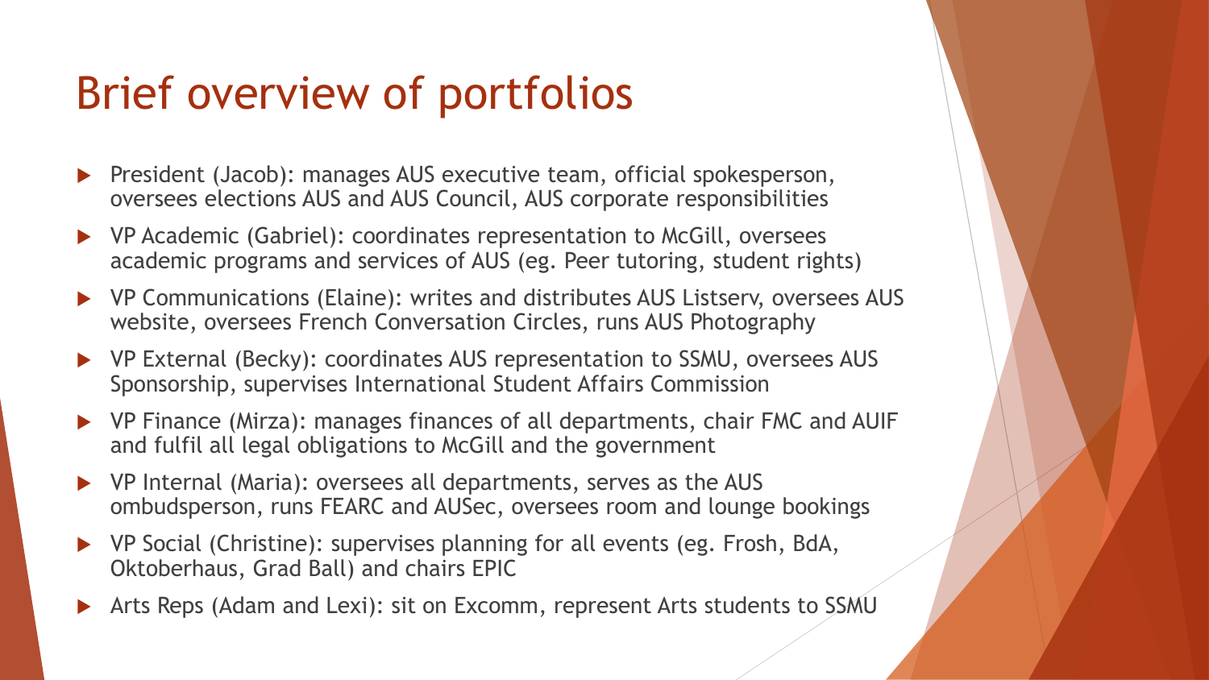# Brief overview of portfolios

- President (Jacob): manages AUS executive team, official spokesperson, oversees elections AUS and AUS Council, AUS corporate responsibilities
- VP Academic (Gabriel): coordinates representation to McGill, oversees academic programs and services of AUS (eg. Peer tutoring, student rights)
- VP Communications (Elaine): writes and distributes AUS Listserv, oversees AUS website, oversees French Conversation Circles, runs AUS Photography
- VP External (Becky): coordinates AUS representation to SSMU, oversees AUS Sponsorship, supervises International Student Affairs Commission
- VP Finance (Mirza): manages finances of all departments, chair FMC and AUIF and fulfil all legal obligations to McGill and the government
- VP Internal (Maria): oversees all departments, serves as the AUS ombudsperson, runs FEARC and AUSec, oversees room and lounge bookings
- VP Social (Christine): supervises planning for all events (eg. Frosh, BdA, Oktoberhaus, Grad Ball) and chairs EPIC
- Arts Reps (Adam and Lexi): sit on Excomm, represent Arts students to SSMU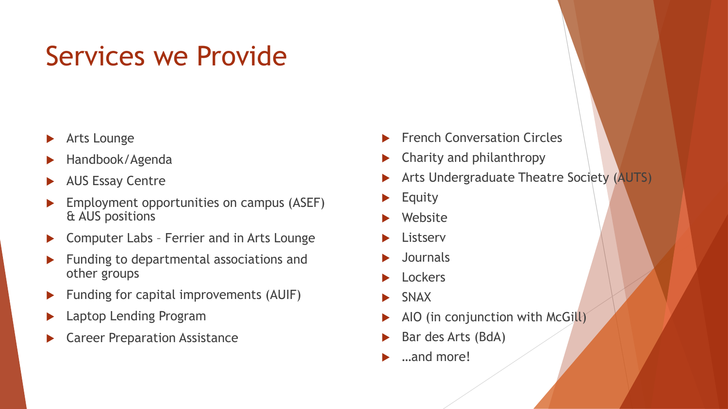# Services we Provide

- Arts Lounge
- Handbook/Agenda
- AUS Essay Centre
- Employment opportunities on campus (ASEF) & AUS positions
- Computer Labs – Ferrier and in Arts Lounge
- Funding to departmental associations and other groups
- Funding for capital improvements (AUIF)
- Laptop Lending Program
- Career Preparation Assistance
- French Conversation Circles
- Charity and philanthropy
- Arts Undergraduate Theatre Society (AUTS)
- Equity
- Website
- Listserv
- Journals
- Lockers
- SNAX
- AIO (in conjunction with McGill)
- Bar des Arts (BdA)
- …and more!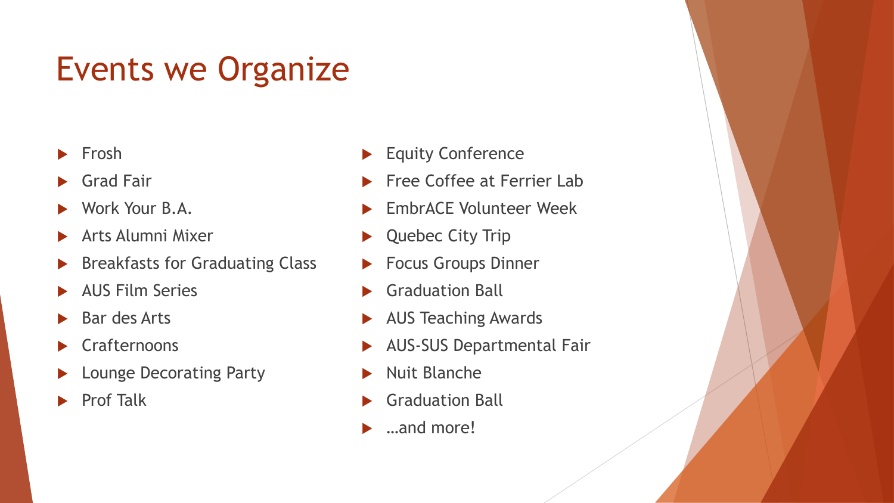# Events we Organize

- Frosh
- Grad Fair
- Work Your B.A.
- Arts Alumni Mixer
- Breakfasts for Graduating Class
- AUS Film Series
- Bar des Arts
- Crafternoons
- Lounge Decorating Party
- Prof Talk
- Equity Conference
- Free Coffee at Ferrier Lab
- EmbrACE Volunteer Week
- Quebec City Trip
- Focus Groups Dinner
- Graduation Ball
- AUS Teaching Awards
- AUS-SUS Departmental Fair
- Nuit Blanche
- Graduation Ball
- …and more!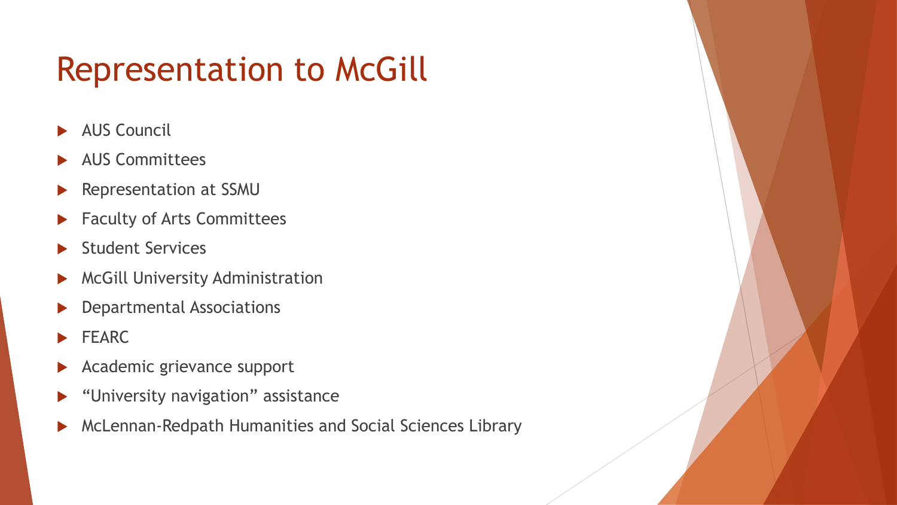# Representation to McGill

- AUS Council
- AUS Committees
- Representation at SSMU
- Faculty of Arts Committees
- Student Services
- McGill University Administration
- Departmental Associations
- FEARC
- Academic grievance support
- "University navigation" assistance
- McLennan-Redpath Humanities and Social Sciences Library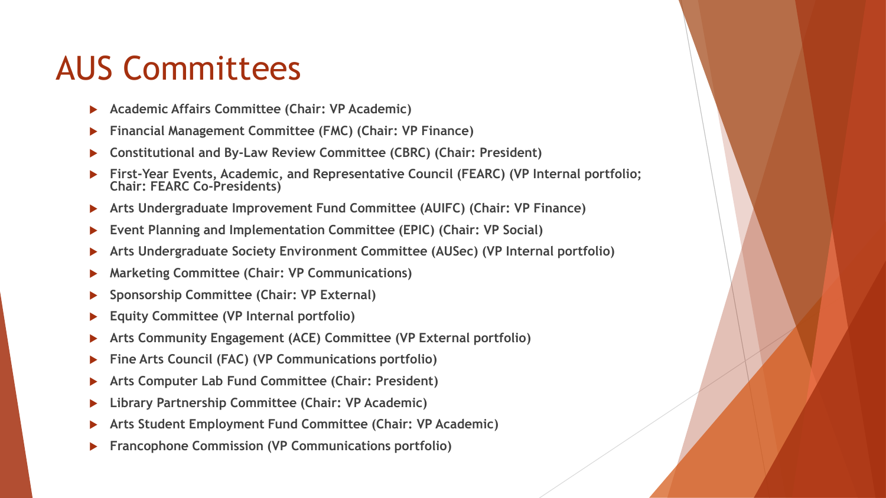# AUS Committees

- **Academic Affairs Committee (Chair: VP Academic)**
- **Financial Management Committee (FMC) (Chair: VP Finance)**
- **Constitutional and By-Law Review Committee (CBRC) (Chair: President)**
- **First-Year Events, Academic, and Representative Council (FEARC) (VP Internal portfolio; Chair: FEARC Co-Presidents)**
- **Arts Undergraduate Improvement Fund Committee (AUIFC) (Chair: VP Finance)**
- **Event Planning and Implementation Committee (EPIC) (Chair: VP Social)**
- **Arts Undergraduate Society Environment Committee (AUSec) (VP Internal portfolio)**
- **Marketing Committee (Chair: VP Communications)**
- **Sponsorship Committee (Chair: VP External)**
- **Equity Committee (VP Internal portfolio)**
- **Arts Community Engagement (ACE) Committee (VP External portfolio)**
- **Fine Arts Council (FAC) (VP Communications portfolio)**
- **Arts Computer Lab Fund Committee (Chair: President)**
- **Library Partnership Committee (Chair: VP Academic)**
- **Arts Student Employment Fund Committee (Chair: VP Academic)**
- **Francophone Commission (VP Communications portfolio)**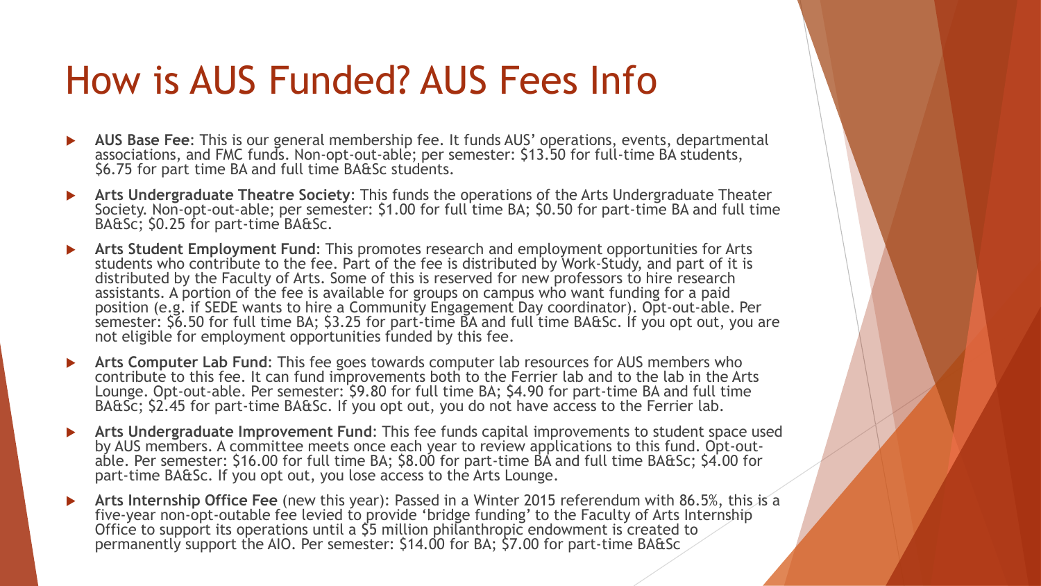# How is AUS Funded? AUS Fees Info

- **AUS Base Fee**: This is our general membership fee. It funds AUS' operations, events, departmental associations, and FMC funds. Non-opt-out-able; per semester: $13.50 for full-time BA students, $6.75 for part time BA and full time BA&Sc students.
- **Arts Undergraduate Theatre Society**: This funds the operations of the Arts Undergraduate Theater Society. Non-opt-out-able; per semester: $1.00 for full time BA; $0.50 for part-time BA and full time BA&Sc; $0.25 for part-time BA&Sc.
- **Arts Student Employment Fund**: This promotes research and employment opportunities for Arts students who contribute to the fee. Part of the fee is distributed by Work-Study, and part of it is distributed by the Faculty of Arts. Some of this is reserved for new professors to hire research assistants. A portion of the fee is available for groups on campus who want funding for a paid position (e.g. if SEDE wants to hire a Community Engagement Day coordinator). Opt-out-able. Per semester: $6.50 for full time BA; $3.25 for part-time BA and full time BA&Sc. If you opt out, you are not eligible for employment opportunities funded by this fee.
- **Arts Computer Lab Fund**: This fee goes towards computer lab resources for AUS members who contribute to this fee. It can fund improvements both to the Ferrier lab and to the lab in the Arts Lounge. Opt-out-able. Per semester: $9.80 for full time BA; $4.90 for part-time BA and full time BA&Sc; $2.45 for part-time BA&Sc. If you opt out, you do not have access to the Ferrier lab.
- **Arts Undergraduate Improvement Fund**: This fee funds capital improvements to student space used by AUS members. A committee meets once each year to review applications to this fund. Opt-out-able. Per semester: $16.00 for full time BA; $8.00 for part-time BA and full time BA&Sc; $4.00 for part-time BA&Sc. If you opt out, you lose access to the Arts Lounge.
- **Arts Internship Office Fee** (new this year): Passed in a Winter 2015 referendum with 86.5%, this is a five-year non-opt-outable fee levied to provide 'bridge funding' to the Faculty of Arts Internship Office to support its operations until a $5 million philanthropic endowment is created to permanently support the AIO. Per semester: $14.00 for BA; $7.00 for part-time BA&Sc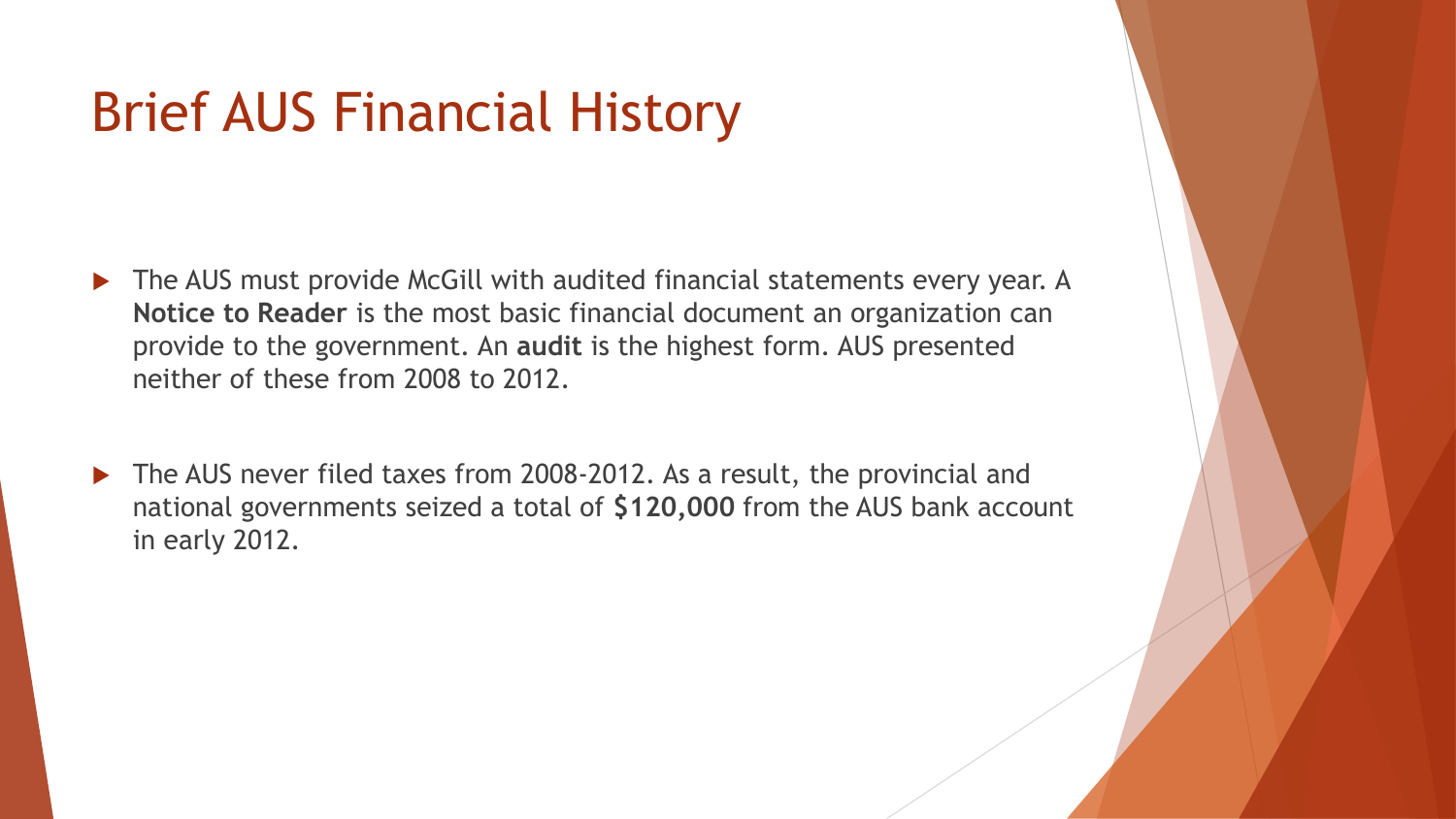# Brief AUS Financial History

- The AUS must provide McGill with audited financial statements every year. A **Notice to Reader** is the most basic financial document an organization can provide to the government. An **audit** is the highest form. AUS presented neither of these from 2008 to 2012.

- The AUS never filed taxes from 2008-2012. As a result, the provincial and national governments seized a total of **$120,000** from the AUS bank account in early 2012.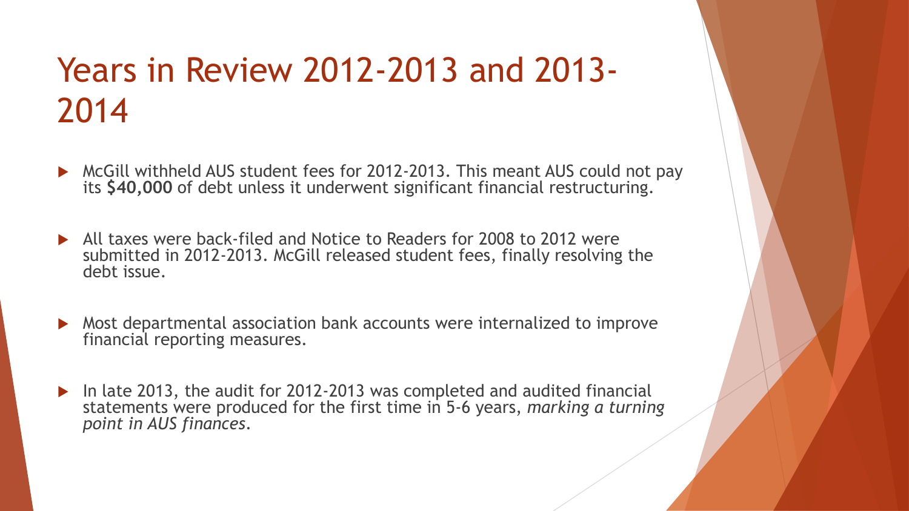# Years in Review 2012-2013 and 2013-2014

- McGill withheld AUS student fees for 2012-2013. This meant AUS could not pay its **$40,000** of debt unless it underwent significant financial restructuring.
- All taxes were back-filed and Notice to Readers for 2008 to 2012 were submitted in 2012-2013. McGill released student fees, finally resolving the debt issue.
- Most departmental association bank accounts were internalized to improve financial reporting measures.
- In late 2013, the audit for 2012-2013 was completed and audited financial statements were produced for the first time in 5-6 years, *marking a turning point in AUS finances*.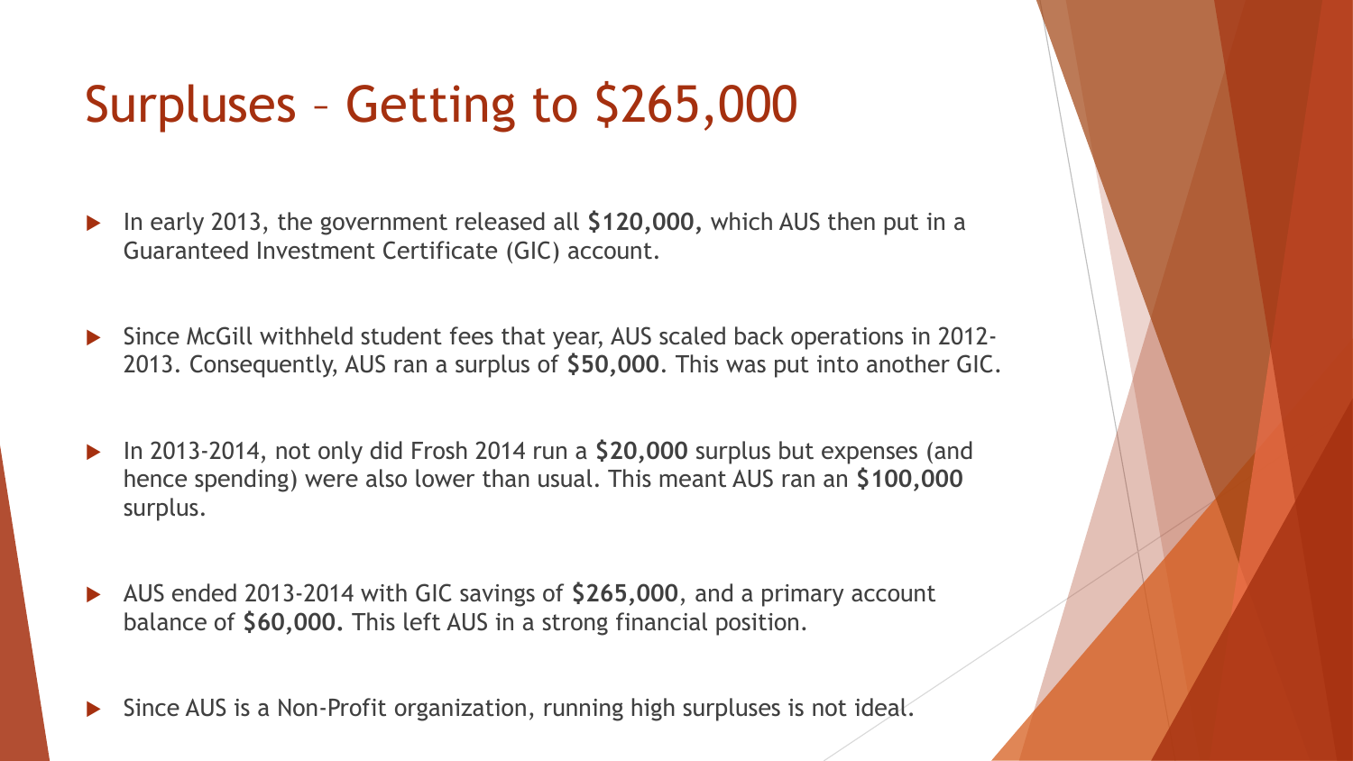# Surpluses – Getting to $265,000

- In early 2013, the government released all **$120,000,** which AUS then put in a Guaranteed Investment Certificate (GIC) account.
- Since McGill withheld student fees that year, AUS scaled back operations in 2012-2013. Consequently, AUS ran a surplus of **$50,000**. This was put into another GIC.
- In 2013-2014, not only did Frosh 2014 run a **$20,000** surplus but expenses (and hence spending) were also lower than usual. This meant AUS ran an **$100,000** surplus.
- AUS ended 2013-2014 with GIC savings of **$265,000**, and a primary account balance of **$60,000.** This left AUS in a strong financial position.
- Since AUS is a Non-Profit organization, running high surpluses is not ideal.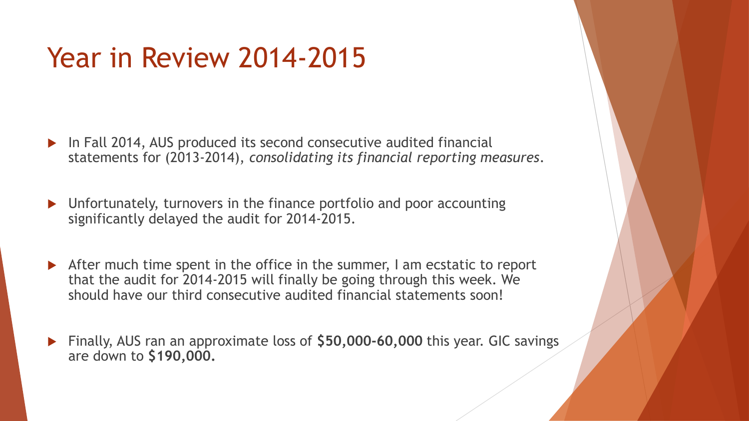# Year in Review 2014-2015

- In Fall 2014, AUS produced its second consecutive audited financial statements for (2013-2014), *consolidating its financial reporting measures*.
- Unfortunately, turnovers in the finance portfolio and poor accounting significantly delayed the audit for 2014-2015.
- After much time spent in the office in the summer, I am ecstatic to report that the audit for 2014-2015 will finally be going through this week. We should have our third consecutive audited financial statements soon!
- Finally, AUS ran an approximate loss of **$50,000-60,000** this year. GIC savings are down to **$190,000.**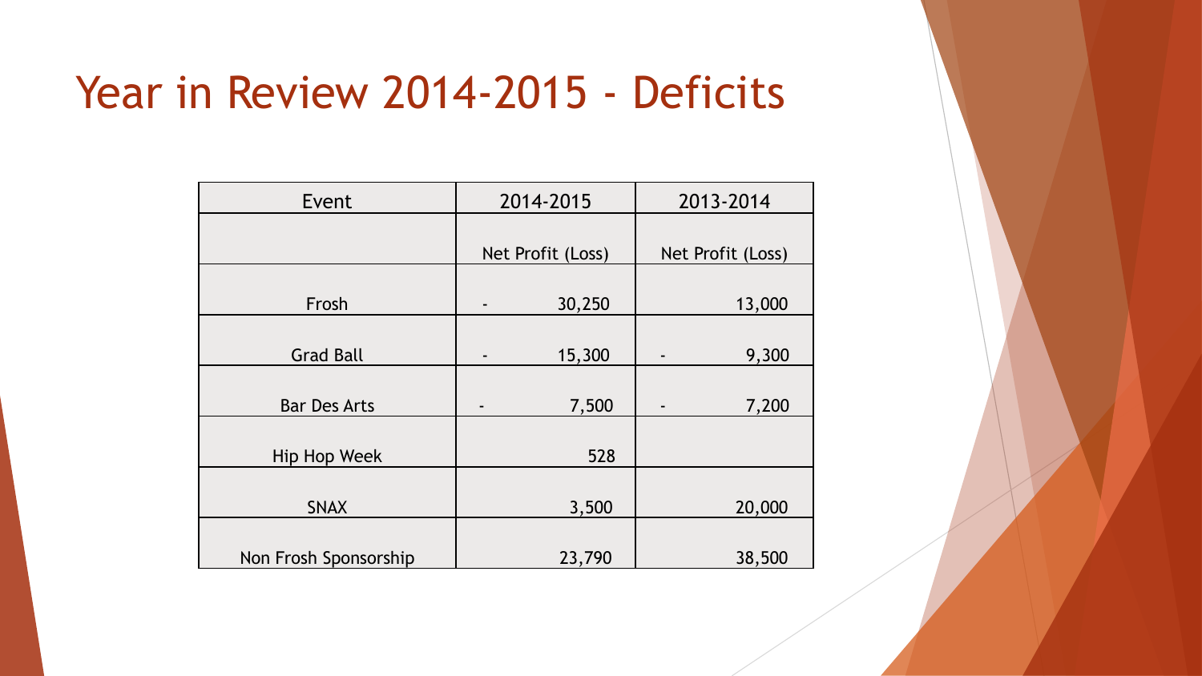# Year in Review 2014-2015 - Deficits

| Event | 2014-2015 | 2013-2014 |
|---|---|---|
| | Net Profit (Loss) | Net Profit (Loss) |
| Frosh | - 30,250 | 13,000 |
| Grad Ball | - 15,300 | - 9,300 |
| Bar Des Arts | - 7,500 | - 7,200 |
| Hip Hop Week | 528 | |
| SNAX | 3,500 | 20,000 |
| Non Frosh Sponsorship | 23,790 | 38,500 |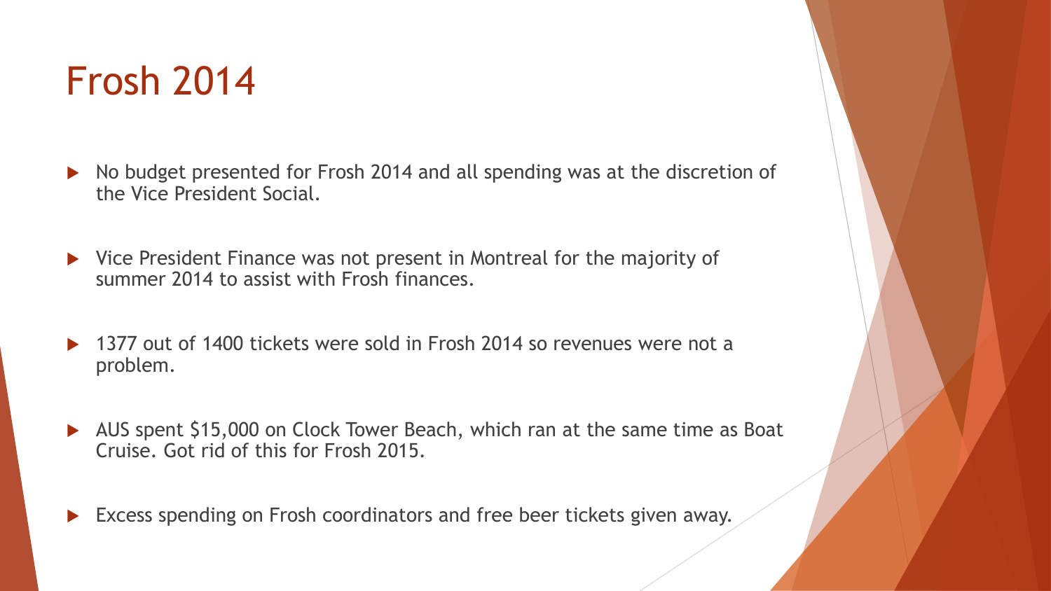# Frosh 2014

- No budget presented for Frosh 2014 and all spending was at the discretion of the Vice President Social.
- Vice President Finance was not present in Montreal for the majority of summer 2014 to assist with Frosh finances.
- 1377 out of 1400 tickets were sold in Frosh 2014 so revenues were not a problem.
- AUS spent $15,000 on Clock Tower Beach, which ran at the same time as Boat Cruise. Got rid of this for Frosh 2015.
- Excess spending on Frosh coordinators and free beer tickets given away.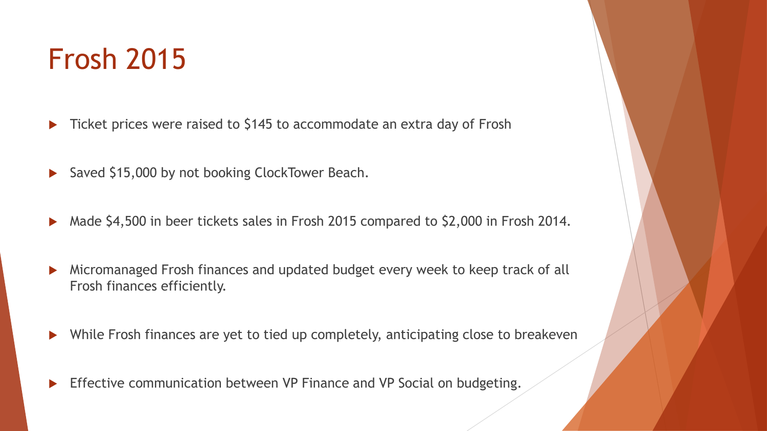# Frosh 2015

- Ticket prices were raised to $145 to accommodate an extra day of Frosh
- Saved $15,000 by not booking ClockTower Beach.
- Made $4,500 in beer tickets sales in Frosh 2015 compared to $2,000 in Frosh 2014.
- Micromanaged Frosh finances and updated budget every week to keep track of all Frosh finances efficiently.
- While Frosh finances are yet to tied up completely, anticipating close to breakeven
- Effective communication between VP Finance and VP Social on budgeting.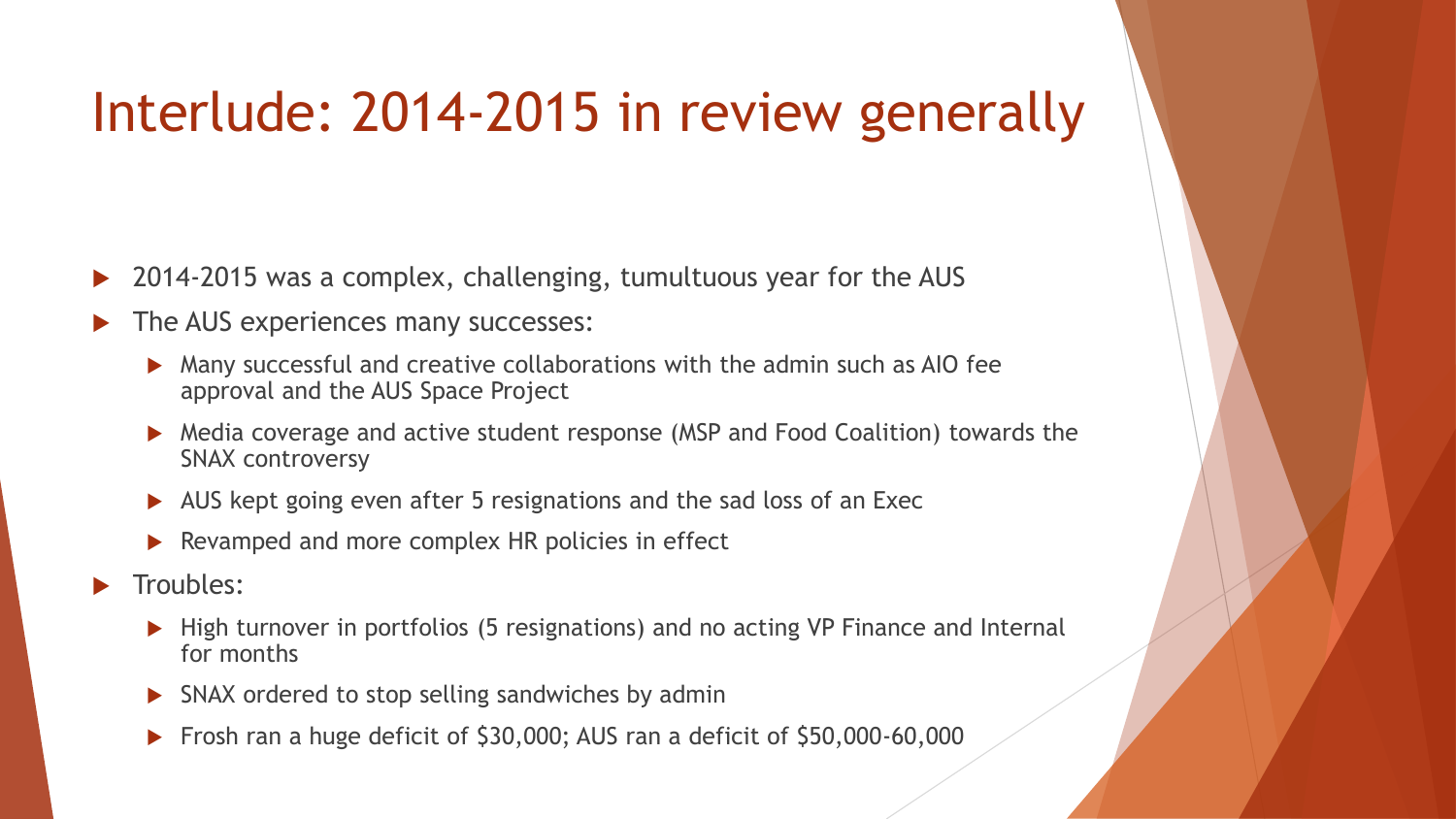# Interlude: 2014-2015 in review generally

- 2014-2015 was a complex, challenging, tumultuous year for the AUS
- The AUS experiences many successes:
  - Many successful and creative collaborations with the admin such as AIO fee approval and the AUS Space Project
  - Media coverage and active student response (MSP and Food Coalition) towards the SNAX controversy
  - AUS kept going even after 5 resignations and the sad loss of an Exec
  - Revamped and more complex HR policies in effect
- Troubles:
  - High turnover in portfolios (5 resignations) and no acting VP Finance and Internal for months
  - SNAX ordered to stop selling sandwiches by admin
  - Frosh ran a huge deficit of $30,000; AUS ran a deficit of $50,000-60,000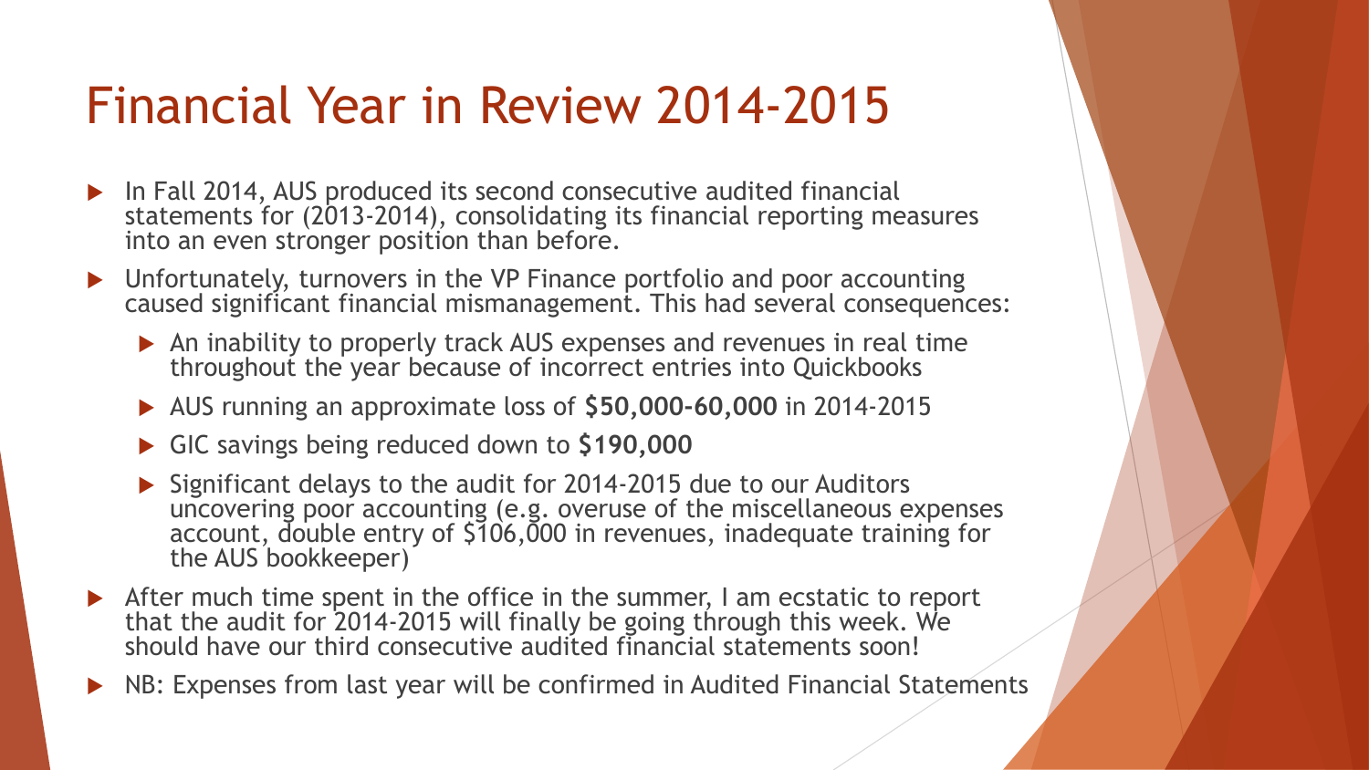# Financial Year in Review 2014-2015

- In Fall 2014, AUS produced its second consecutive audited financial statements for (2013-2014), consolidating its financial reporting measures into an even stronger position than before.
- Unfortunately, turnovers in the VP Finance portfolio and poor accounting caused significant financial mismanagement. This had several consequences:
  - An inability to properly track AUS expenses and revenues in real time throughout the year because of incorrect entries into Quickbooks
  - AUS running an approximate loss of **$50,000-60,000** in 2014-2015
  - GIC savings being reduced down to **$190,000**
  - Significant delays to the audit for 2014-2015 due to our Auditors uncovering poor accounting (e.g. overuse of the miscellaneous expenses account, double entry of $106,000 in revenues, inadequate training for the AUS bookkeeper)
- After much time spent in the office in the summer, I am ecstatic to report that the audit for 2014-2015 will finally be going through this week. We should have our third consecutive audited financial statements soon!
- NB: Expenses from last year will be confirmed in Audited Financial Statements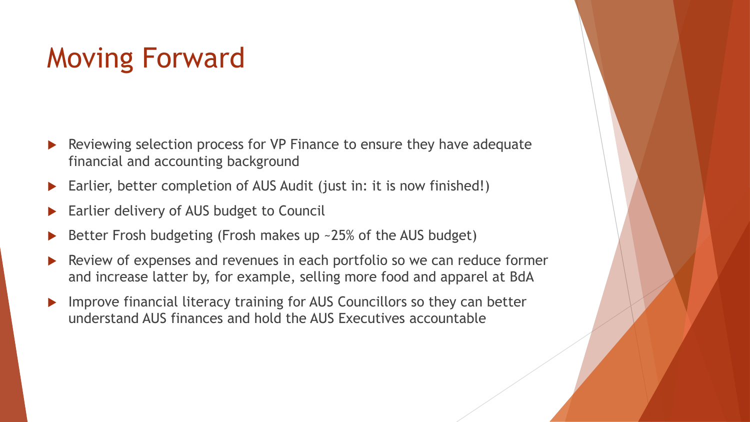# Moving Forward

- Reviewing selection process for VP Finance to ensure they have adequate financial and accounting background
- Earlier, better completion of AUS Audit (just in: it is now finished!)
- Earlier delivery of AUS budget to Council
- Better Frosh budgeting (Frosh makes up ~25% of the AUS budget)
- Review of expenses and revenues in each portfolio so we can reduce former and increase latter by, for example, selling more food and apparel at BdA
- Improve financial literacy training for AUS Councillors so they can better understand AUS finances and hold the AUS Executives accountable